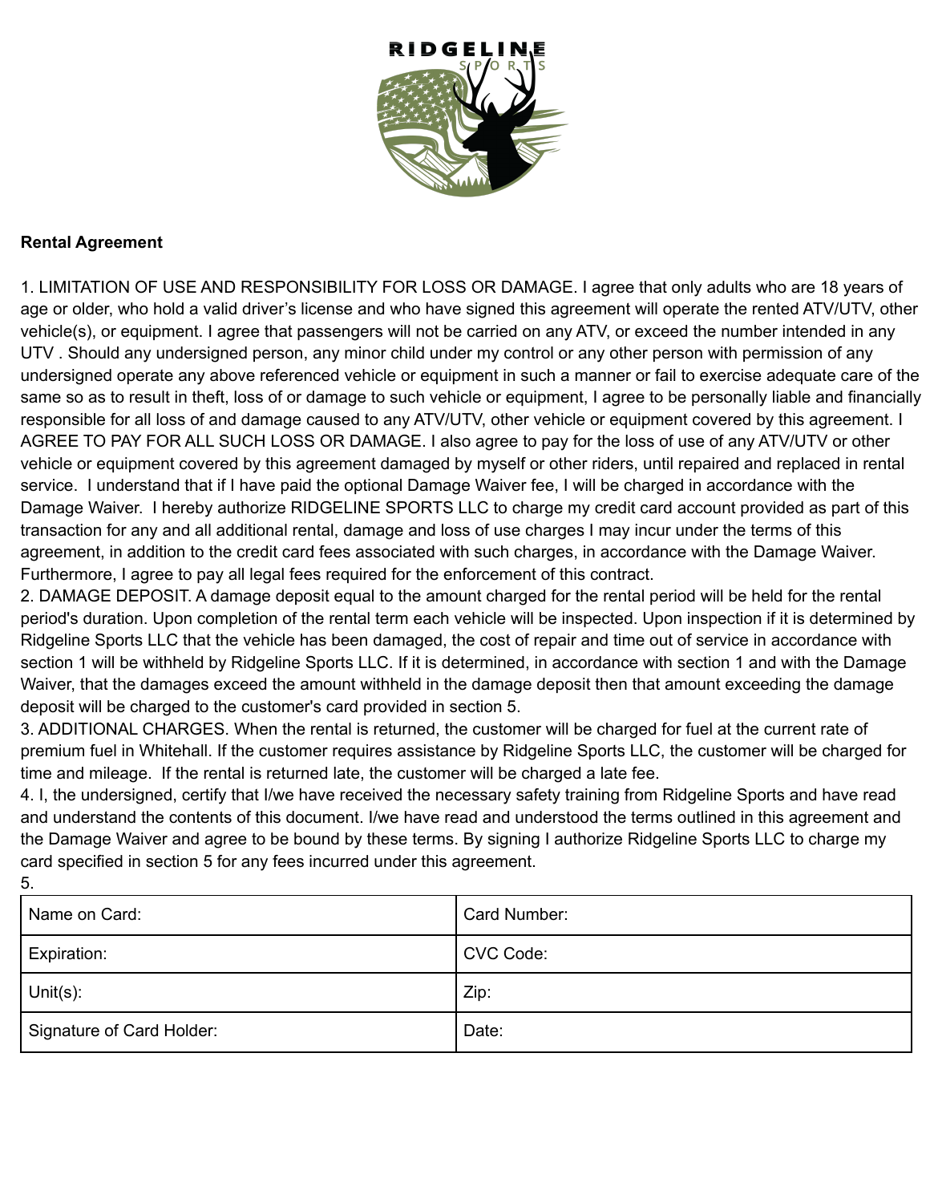RIDGELINE
SPORTS

**Rental Agreement**

1. LIMITATION OF USE AND RESPONSIBILITY FOR LOSS OR DAMAGE. I agree that only adults who are 18 years of age or older, who hold a valid driver's license and who have signed this agreement will operate the rented ATV/UTV, other vehicle(s), or equipment. I agree that passengers will not be carried on any ATV, or exceed the number intended in any UTV . Should any undersigned person, any minor child under my control or any other person with permission of any undersigned operate any above referenced vehicle or equipment in such a manner or fail to exercise adequate care of the same so as to result in theft, loss of or damage to such vehicle or equipment, I agree to be personally liable and financially responsible for all loss of and damage caused to any ATV/UTV, other vehicle or equipment covered by this agreement. I AGREE TO PAY FOR ALL SUCH LOSS OR DAMAGE. I also agree to pay for the loss of use of any ATV/UTV or other vehicle or equipment covered by this agreement damaged by myself or other riders, until repaired and replaced in rental service. I understand that if I have paid the optional Damage Waiver fee, I will be charged in accordance with the Damage Waiver. I hereby authorize RIDGELINE SPORTS LLC to charge my credit card account provided as part of this transaction for any and all additional rental, damage and loss of use charges I may incur under the terms of this agreement, in addition to the credit card fees associated with such charges, in accordance with the Damage Waiver. Furthermore, I agree to pay all legal fees required for the enforcement of this contract.
2. DAMAGE DEPOSIT. A damage deposit equal to the amount charged for the rental period will be held for the rental period's duration. Upon completion of the rental term each vehicle will be inspected. Upon inspection if it is determined by Ridgeline Sports LLC that the vehicle has been damaged, the cost of repair and time out of service in accordance with section 1 will be withheld by Ridgeline Sports LLC. If it is determined, in accordance with section 1 and with the Damage Waiver, that the damages exceed the amount withheld in the damage deposit then that amount exceeding the damage deposit will be charged to the customer's card provided in section 5.
3. ADDITIONAL CHARGES. When the rental is returned, the customer will be charged for fuel at the current rate of premium fuel in Whitehall. If the customer requires assistance by Ridgeline Sports LLC, the customer will be charged for time and mileage. If the rental is returned late, the customer will be charged a late fee.
4. I, the undersigned, certify that I/we have received the necessary safety training from Ridgeline Sports and have read and understand the contents of this document. I/we have read and understood the terms outlined in this agreement and the Damage Waiver and agree to be bound by these terms. By signing I authorize Ridgeline Sports LLC to charge my card specified in section 5 for any fees incurred under this agreement.
5.

| | |
|---|---|
| Name on Card: | Card Number: |
| Expiration: | CVC Code: |
| Unit(s): | Zip: |
| Signature of Card Holder: | Date: |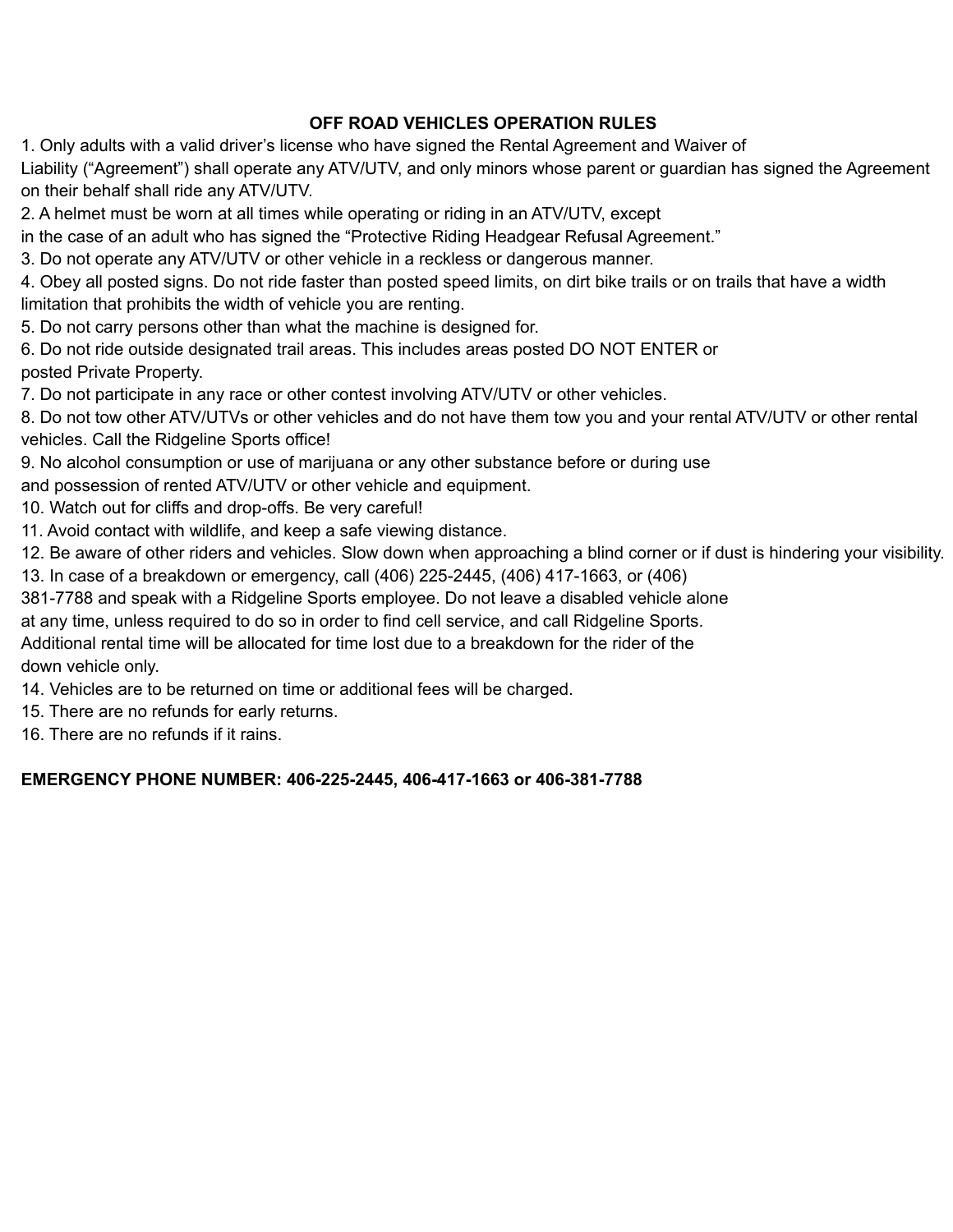## OFF ROAD VEHICLES OPERATION RULES

1. Only adults with a valid driver's license who have signed the Rental Agreement and Waiver of Liability ("Agreement") shall operate any ATV/UTV, and only minors whose parent or guardian has signed the Agreement on their behalf shall ride any ATV/UTV.
2. A helmet must be worn at all times while operating or riding in an ATV/UTV, except in the case of an adult who has signed the "Protective Riding Headgear Refusal Agreement."
3. Do not operate any ATV/UTV or other vehicle in a reckless or dangerous manner.
4. Obey all posted signs. Do not ride faster than posted speed limits, on dirt bike trails or on trails that have a width limitation that prohibits the width of vehicle you are renting.
5. Do not carry persons other than what the machine is designed for.
6. Do not ride outside designated trail areas. This includes areas posted DO NOT ENTER or posted Private Property.
7. Do not participate in any race or other contest involving ATV/UTV or other vehicles.
8. Do not tow other ATV/UTVs or other vehicles and do not have them tow you and your rental ATV/UTV or other rental vehicles. Call the Ridgeline Sports office!
9. No alcohol consumption or use of marijuana or any other substance before or during use and possession of rented ATV/UTV or other vehicle and equipment.
10. Watch out for cliffs and drop-offs. Be very careful!
11. Avoid contact with wildlife, and keep a safe viewing distance.
12. Be aware of other riders and vehicles. Slow down when approaching a blind corner or if dust is hindering your visibility.
13. In case of a breakdown or emergency, call (406) 225-2445, (406) 417-1663, or (406) 381-7788 and speak with a Ridgeline Sports employee. Do not leave a disabled vehicle alone at any time, unless required to do so in order to find cell service, and call Ridgeline Sports. Additional rental time will be allocated for time lost due to a breakdown for the rider of the down vehicle only.
14. Vehicles are to be returned on time or additional fees will be charged.
15. There are no refunds for early returns.
16. There are no refunds if it rains.

**EMERGENCY PHONE NUMBER: 406-225-2445, 406-417-1663 or 406-381-7788**